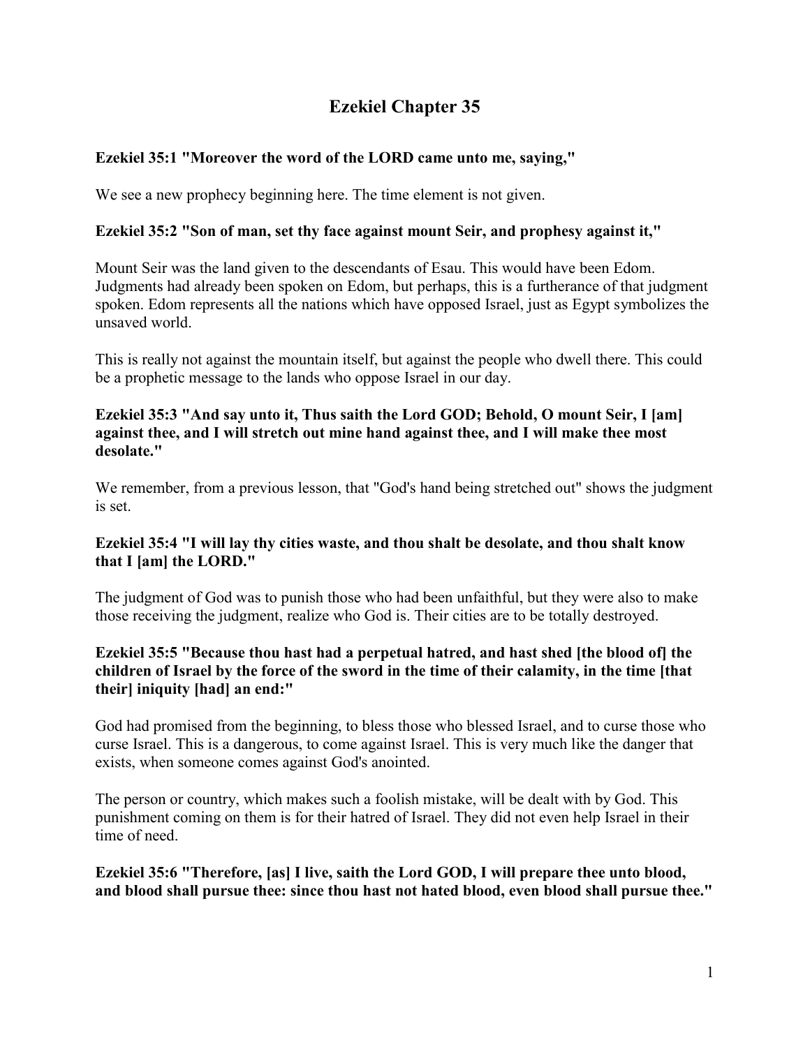# Ezekiel Chapter 35

**Ezekiel 35:1 "Moreover the word of the LORD came unto me, saying,"**

We see a new prophecy beginning here. The time element is not given.

**Ezekiel 35:2 "Son of man, set thy face against mount Seir, and prophesy against it,"**

Mount Seir was the land given to the descendants of Esau. This would have been Edom. Judgments had already been spoken on Edom, but perhaps, this is a furtherance of that judgment spoken. Edom represents all the nations which have opposed Israel, just as Egypt symbolizes the unsaved world.

This is really not against the mountain itself, but against the people who dwell there. This could be a prophetic message to the lands who oppose Israel in our day.

**Ezekiel 35:3 "And say unto it, Thus saith the Lord GOD; Behold, O mount Seir, I [am] against thee, and I will stretch out mine hand against thee, and I will make thee most desolate."**

We remember, from a previous lesson, that "God's hand being stretched out" shows the judgment is set.

**Ezekiel 35:4 "I will lay thy cities waste, and thou shalt be desolate, and thou shalt know that I [am] the LORD."**

The judgment of God was to punish those who had been unfaithful, but they were also to make those receiving the judgment, realize who God is. Their cities are to be totally destroyed.

**Ezekiel 35:5 "Because thou hast had a perpetual hatred, and hast shed [the blood of] the children of Israel by the force of the sword in the time of their calamity, in the time [that their] iniquity [had] an end:"**

God had promised from the beginning, to bless those who blessed Israel, and to curse those who curse Israel. This is a dangerous, to come against Israel. This is very much like the danger that exists, when someone comes against God's anointed.

The person or country, which makes such a foolish mistake, will be dealt with by God. This punishment coming on them is for their hatred of Israel. They did not even help Israel in their time of need.

**Ezekiel 35:6 "Therefore, [as] I live, saith the Lord GOD, I will prepare thee unto blood, and blood shall pursue thee: since thou hast not hated blood, even blood shall pursue thee."**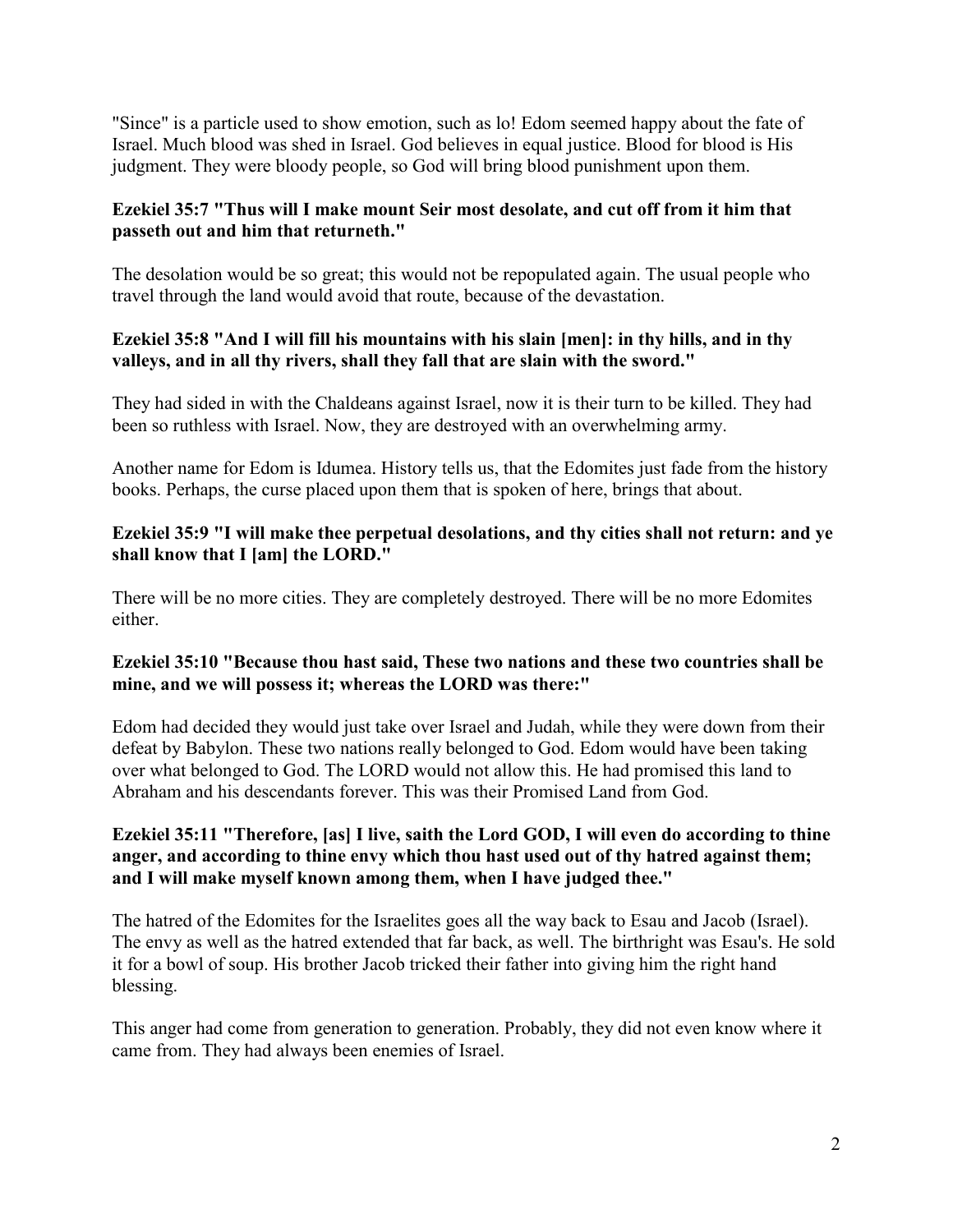"Since" is a particle used to show emotion, such as lo! Edom seemed happy about the fate of Israel. Much blood was shed in Israel. God believes in equal justice. Blood for blood is His judgment. They were bloody people, so God will bring blood punishment upon them.

**Ezekiel 35:7 "Thus will I make mount Seir most desolate, and cut off from it him that passeth out and him that returneth."**

The desolation would be so great; this would not be repopulated again. The usual people who travel through the land would avoid that route, because of the devastation.

**Ezekiel 35:8 "And I will fill his mountains with his slain [men]: in thy hills, and in thy valleys, and in all thy rivers, shall they fall that are slain with the sword."**

They had sided in with the Chaldeans against Israel, now it is their turn to be killed. They had been so ruthless with Israel. Now, they are destroyed with an overwhelming army.

Another name for Edom is Idumea. History tells us, that the Edomites just fade from the history books. Perhaps, the curse placed upon them that is spoken of here, brings that about.

**Ezekiel 35:9 "I will make thee perpetual desolations, and thy cities shall not return: and ye shall know that I [am] the LORD."**

There will be no more cities. They are completely destroyed. There will be no more Edomites either.

**Ezekiel 35:10 "Because thou hast said, These two nations and these two countries shall be mine, and we will possess it; whereas the LORD was there:"**

Edom had decided they would just take over Israel and Judah, while they were down from their defeat by Babylon. These two nations really belonged to God. Edom would have been taking over what belonged to God. The LORD would not allow this. He had promised this land to Abraham and his descendants forever. This was their Promised Land from God.

**Ezekiel 35:11 "Therefore, [as] I live, saith the Lord GOD, I will even do according to thine anger, and according to thine envy which thou hast used out of thy hatred against them; and I will make myself known among them, when I have judged thee."**

The hatred of the Edomites for the Israelites goes all the way back to Esau and Jacob (Israel). The envy as well as the hatred extended that far back, as well. The birthright was Esau's. He sold it for a bowl of soup. His brother Jacob tricked their father into giving him the right hand blessing.

This anger had come from generation to generation. Probably, they did not even know where it came from. They had always been enemies of Israel.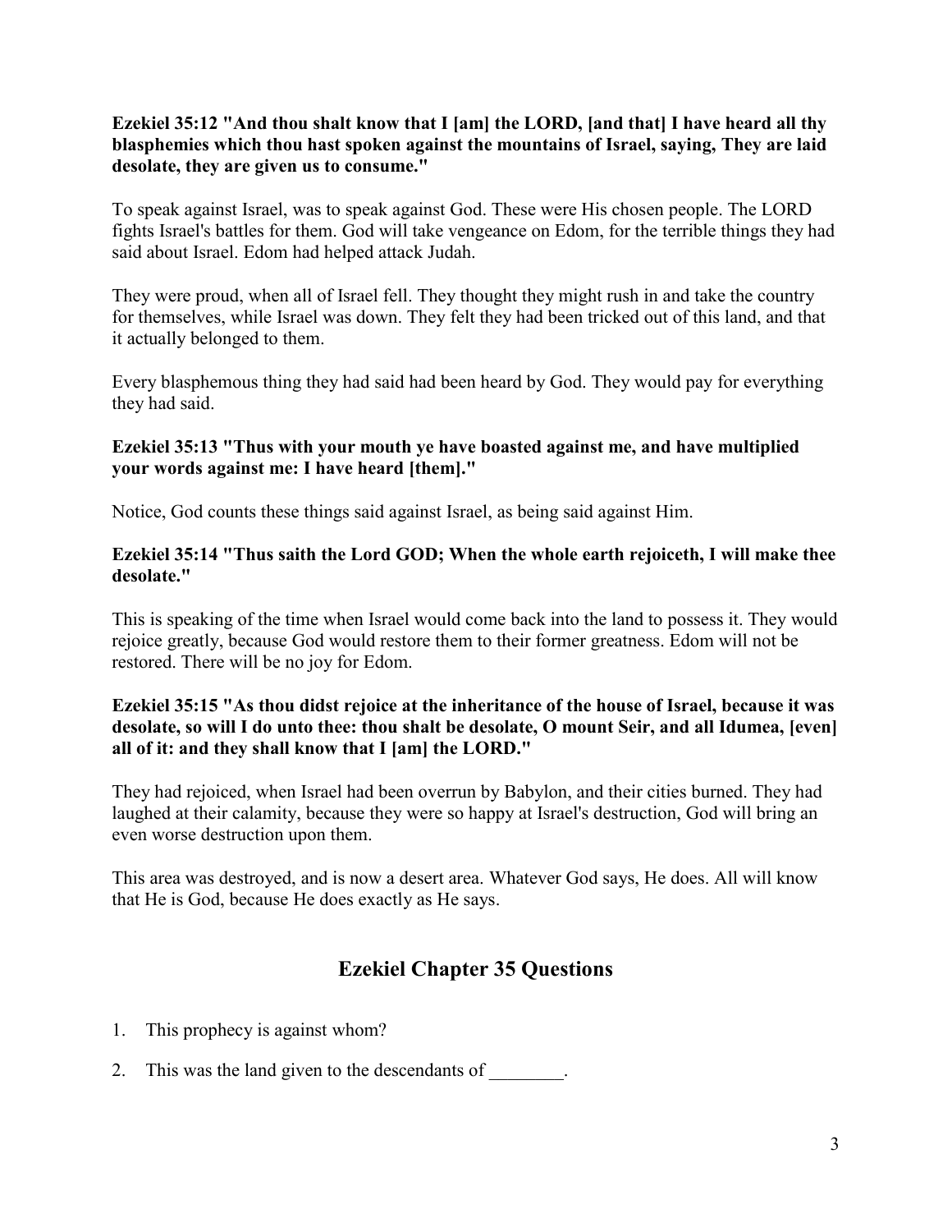**Ezekiel 35:12 "And thou shalt know that I [am] the LORD, [and that] I have heard all thy blasphemies which thou hast spoken against the mountains of Israel, saying, They are laid desolate, they are given us to consume."**

To speak against Israel, was to speak against God. These were His chosen people. The LORD fights Israel's battles for them. God will take vengeance on Edom, for the terrible things they had said about Israel. Edom had helped attack Judah.

They were proud, when all of Israel fell. They thought they might rush in and take the country for themselves, while Israel was down. They felt they had been tricked out of this land, and that it actually belonged to them.

Every blasphemous thing they had said had been heard by God. They would pay for everything they had said.

**Ezekiel 35:13 "Thus with your mouth ye have boasted against me, and have multiplied your words against me: I have heard [them]."**

Notice, God counts these things said against Israel, as being said against Him.

**Ezekiel 35:14 "Thus saith the Lord GOD; When the whole earth rejoiceth, I will make thee desolate."**

This is speaking of the time when Israel would come back into the land to possess it. They would rejoice greatly, because God would restore them to their former greatness. Edom will not be restored. There will be no joy for Edom.

**Ezekiel 35:15 "As thou didst rejoice at the inheritance of the house of Israel, because it was desolate, so will I do unto thee: thou shalt be desolate, O mount Seir, and all Idumea, [even] all of it: and they shall know that I [am] the LORD."**

They had rejoiced, when Israel had been overrun by Babylon, and their cities burned. They had laughed at their calamity, because they were so happy at Israel's destruction, God will bring an even worse destruction upon them.

This area was destroyed, and is now a desert area. Whatever God says, He does. All will know that He is God, because He does exactly as He says.

## Ezekiel Chapter 35 Questions

1. This prophecy is against whom?
2. This was the land given to the descendants of ________.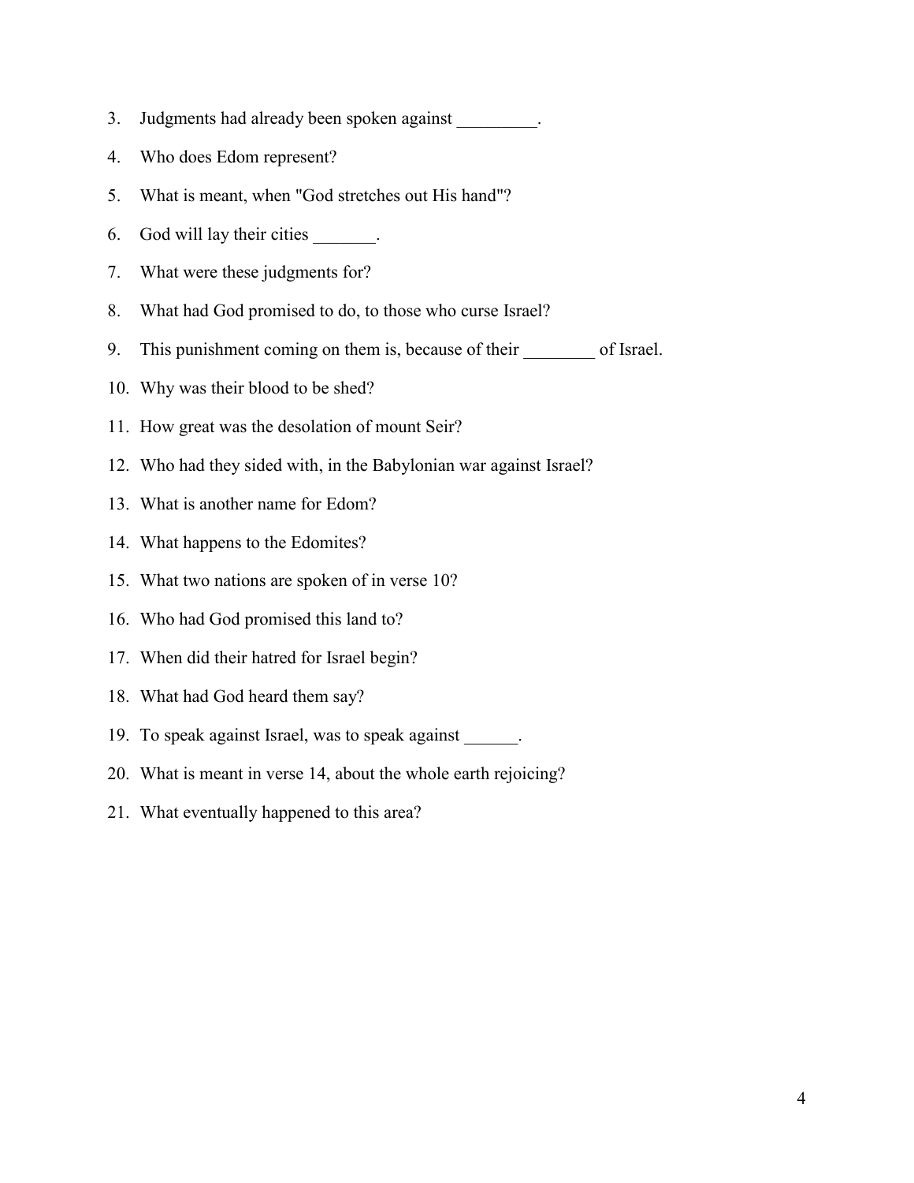3. Judgments had already been spoken against _________.
4. Who does Edom represent?
5. What is meant, when "God stretches out His hand"?
6. God will lay their cities _______.
7. What were these judgments for?
8. What had God promised to do, to those who curse Israel?
9. This punishment coming on them is, because of their ________ of Israel.
10. Why was their blood to be shed?
11. How great was the desolation of mount Seir?
12. Who had they sided with, in the Babylonian war against Israel?
13. What is another name for Edom?
14. What happens to the Edomites?
15. What two nations are spoken of in verse 10?
16. Who had God promised this land to?
17. When did their hatred for Israel begin?
18. What had God heard them say?
19. To speak against Israel, was to speak against ______.
20. What is meant in verse 14, about the whole earth rejoicing?
21. What eventually happened to this area?